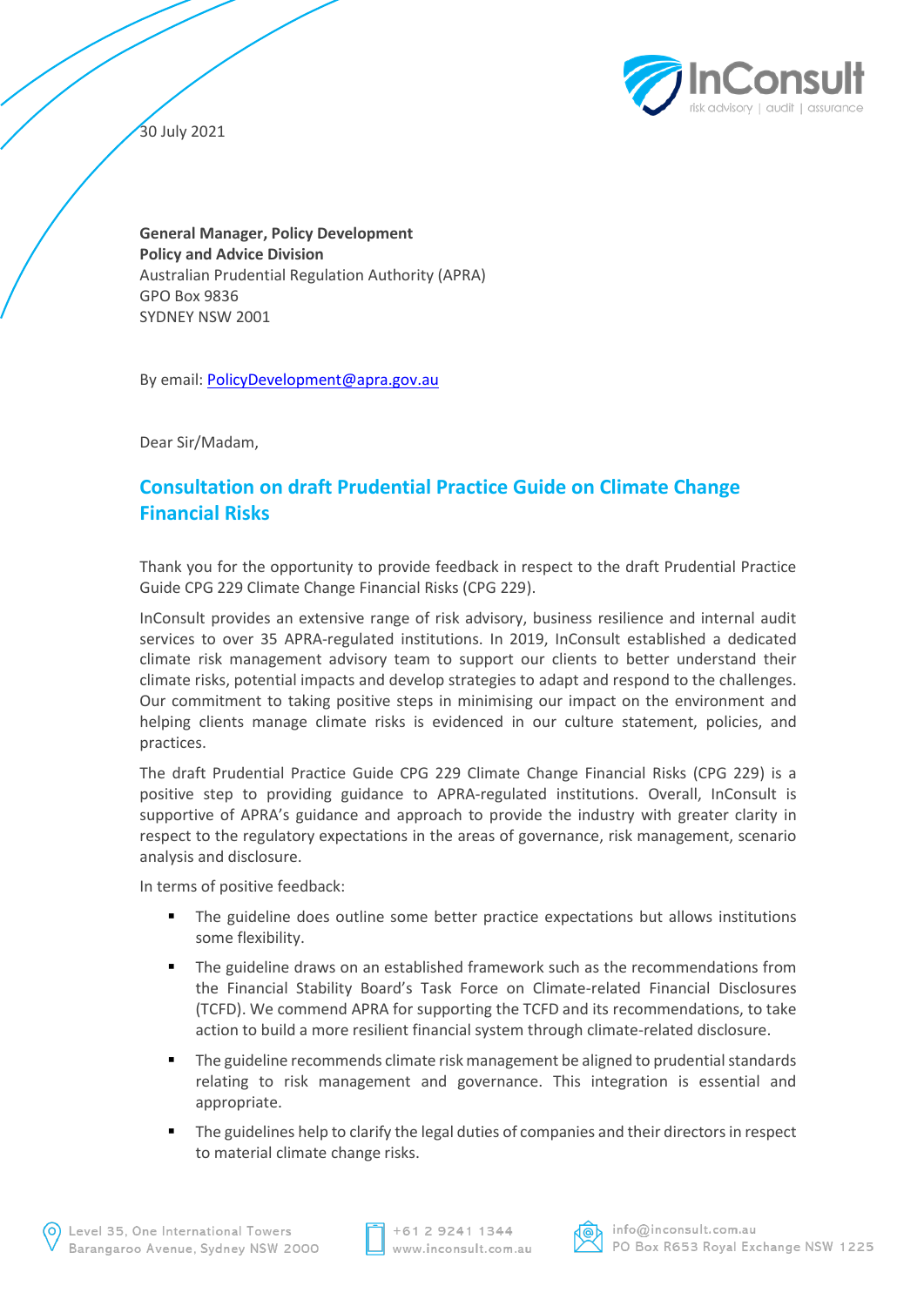30 July 2021

**General Manager, Policy Development**
**Policy and Advice Division**
Australian Prudential Regulation Authority (APRA)
GPO Box 9836
SYDNEY NSW 2001

By email: PolicyDevelopment@apra.gov.au

Dear Sir/Madam,

## Consultation on draft Prudential Practice Guide on Climate Change Financial Risks

Thank you for the opportunity to provide feedback in respect to the draft Prudential Practice Guide CPG 229 Climate Change Financial Risks (CPG 229).

InConsult provides an extensive range of risk advisory, business resilience and internal audit services to over 35 APRA-regulated institutions. In 2019, InConsult established a dedicated climate risk management advisory team to support our clients to better understand their climate risks, potential impacts and develop strategies to adapt and respond to the challenges. Our commitment to taking positive steps in minimising our impact on the environment and helping clients manage climate risks is evidenced in our culture statement, policies, and practices.

The draft Prudential Practice Guide CPG 229 Climate Change Financial Risks (CPG 229) is a positive step to providing guidance to APRA-regulated institutions. Overall, InConsult is supportive of APRA's guidance and approach to provide the industry with greater clarity in respect to the regulatory expectations in the areas of governance, risk management, scenario analysis and disclosure.

In terms of positive feedback:

- The guideline does outline some better practice expectations but allows institutions some flexibility.
- The guideline draws on an established framework such as the recommendations from the Financial Stability Board's Task Force on Climate-related Financial Disclosures (TCFD). We commend APRA for supporting the TCFD and its recommendations, to take action to build a more resilient financial system through climate-related disclosure.
- The guideline recommends climate risk management be aligned to prudential standards relating to risk management and governance. This integration is essential and appropriate.
- The guidelines help to clarify the legal duties of companies and their directors in respect to material climate change risks.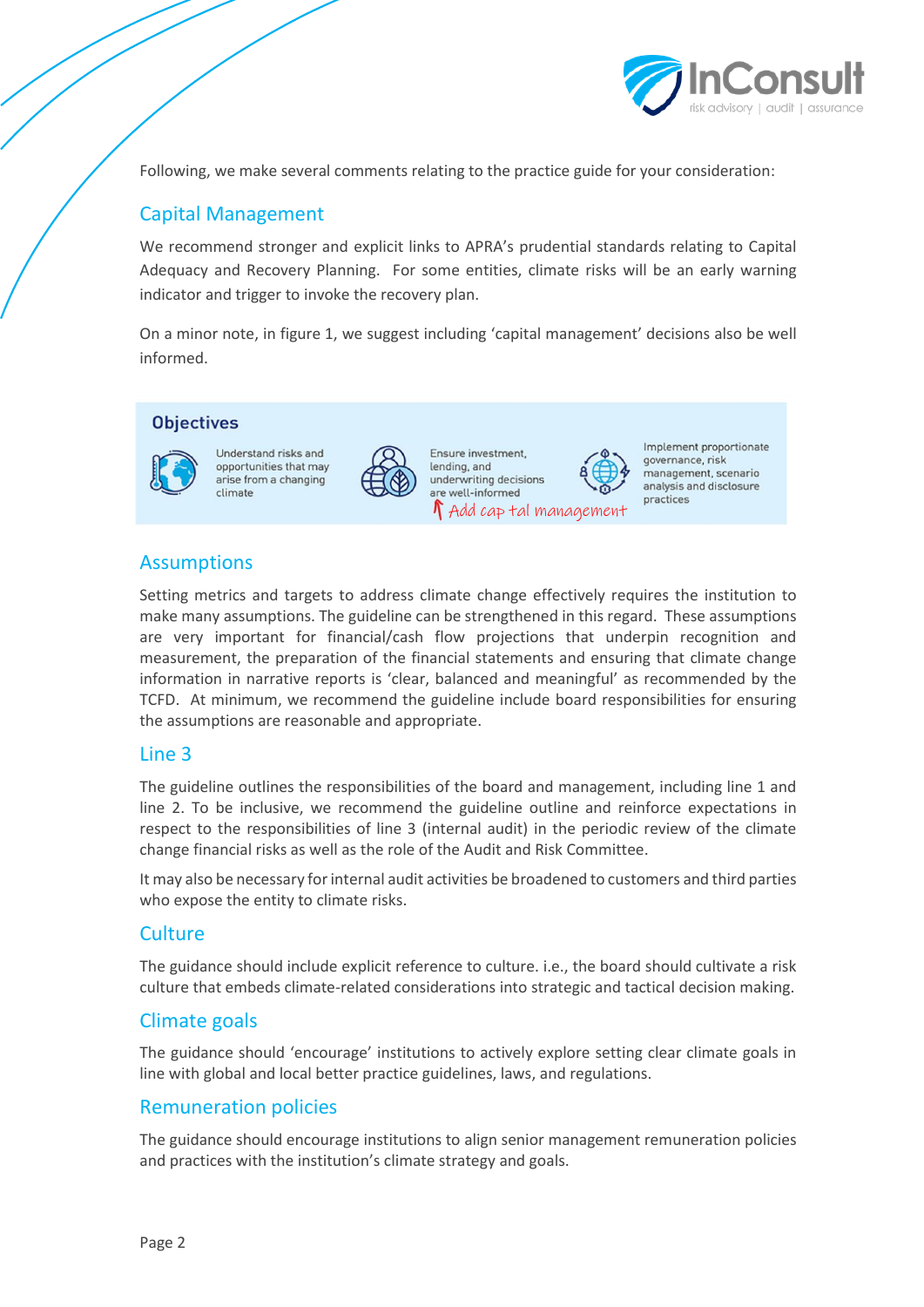Following, we make several comments relating to the practice guide for your consideration:

## Capital Management

We recommend stronger and explicit links to APRA's prudential standards relating to Capital Adequacy and Recovery Planning. For some entities, climate risks will be an early warning indicator and trigger to invoke the recovery plan.

On a minor note, in figure 1, we suggest including 'capital management' decisions also be well informed.

**Objectives**

- Understand risks and opportunities that may arise from a changing climate
- Ensure investment, lending, and underwriting decisions are well-informed
  ↑ Add capital management
- Implement proportionate governance, risk management, scenario analysis and disclosure practices

## Assumptions

Setting metrics and targets to address climate change effectively requires the institution to make many assumptions. The guideline can be strengthened in this regard. These assumptions are very important for financial/cash flow projections that underpin recognition and measurement, the preparation of the financial statements and ensuring that climate change information in narrative reports is 'clear, balanced and meaningful' as recommended by the TCFD. At minimum, we recommend the guideline include board responsibilities for ensuring the assumptions are reasonable and appropriate.

## Line 3

The guideline outlines the responsibilities of the board and management, including line 1 and line 2. To be inclusive, we recommend the guideline outline and reinforce expectations in respect to the responsibilities of line 3 (internal audit) in the periodic review of the climate change financial risks as well as the role of the Audit and Risk Committee.

It may also be necessary for internal audit activities be broadened to customers and third parties who expose the entity to climate risks.

## Culture

The guidance should include explicit reference to culture. i.e., the board should cultivate a risk culture that embeds climate-related considerations into strategic and tactical decision making.

## Climate goals

The guidance should 'encourage' institutions to actively explore setting clear climate goals in line with global and local better practice guidelines, laws, and regulations.

## Remuneration policies

The guidance should encourage institutions to align senior management remuneration policies and practices with the institution's climate strategy and goals.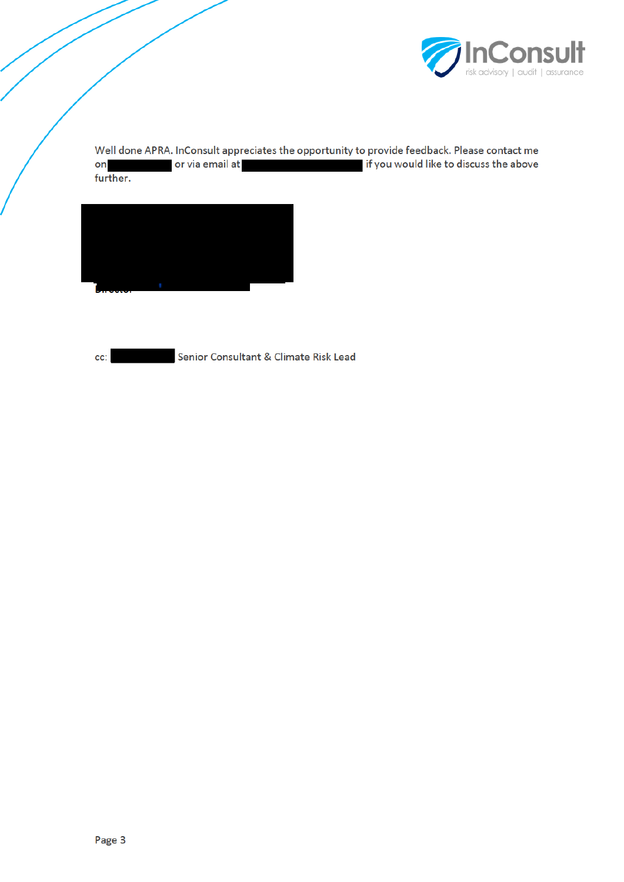Well done APRA. InConsult appreciates the opportunity to provide feedback. Please contact me on [redacted] or via email at [redacted] if you would like to discuss the above further.

Director

cc: [redacted] Senior Consultant & Climate Risk Lead